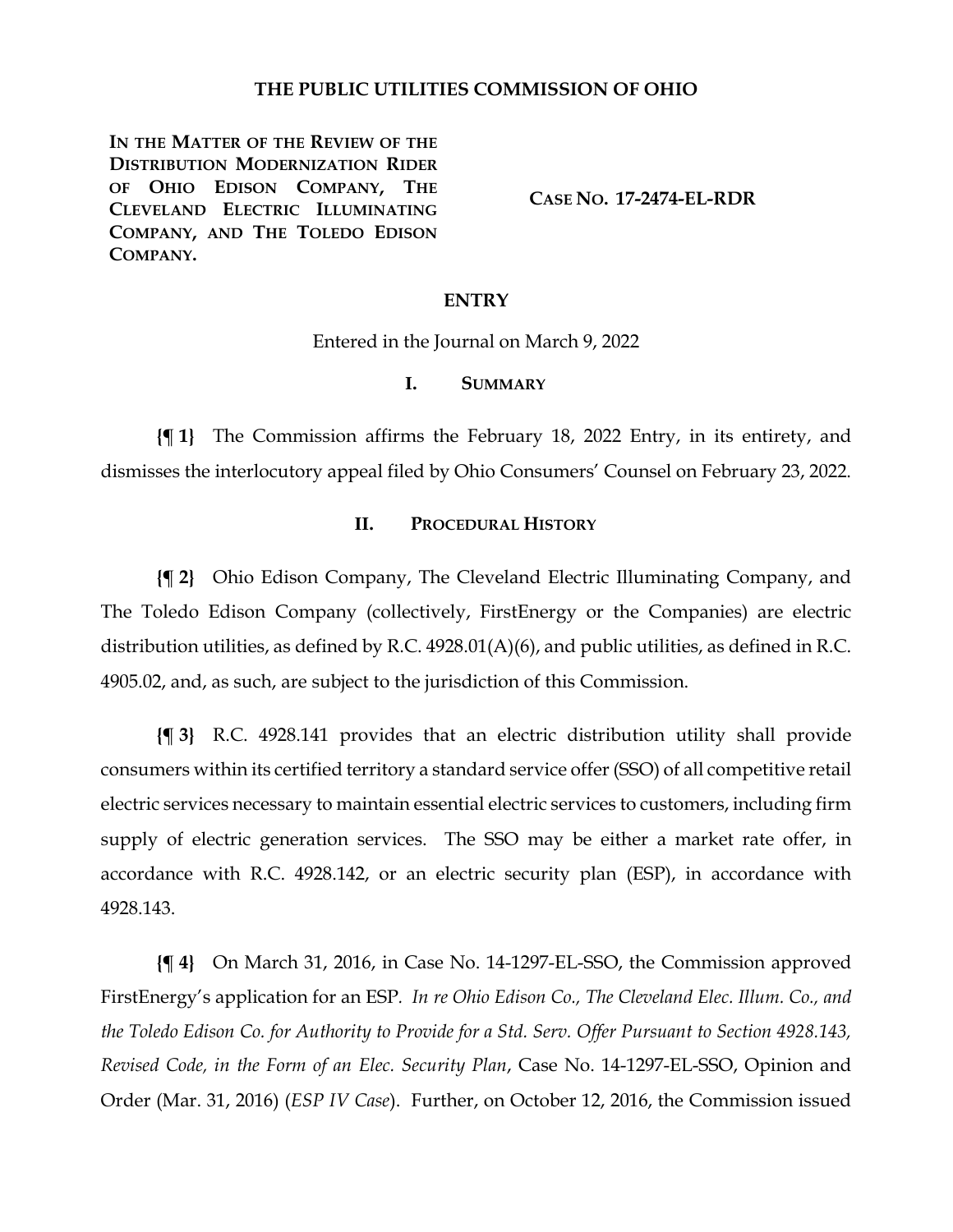# THE PUBLIC UTILITIES COMMISSION OF OHIO

| | |
|---|---|
| **IN THE MATTER OF THE REVIEW OF THE DISTRIBUTION MODERNIZATION RIDER OF OHIO EDISON COMPANY, THE CLEVELAND ELECTRIC ILLUMINATING COMPANY, AND THE TOLEDO EDISON COMPANY.** | **CASE NO. 17-2474-EL-RDR** |

## ENTRY

Entered in the Journal on March 9, 2022

### I. SUMMARY

**{¶ 1}** The Commission affirms the February 18, 2022 Entry, in its entirety, and dismisses the interlocutory appeal filed by Ohio Consumers' Counsel on February 23, 2022.

### II. PROCEDURAL HISTORY

**{¶ 2}** Ohio Edison Company, The Cleveland Electric Illuminating Company, and The Toledo Edison Company (collectively, FirstEnergy or the Companies) are electric distribution utilities, as defined by R.C. 4928.01(A)(6), and public utilities, as defined in R.C. 4905.02, and, as such, are subject to the jurisdiction of this Commission.

**{¶ 3}** R.C. 4928.141 provides that an electric distribution utility shall provide consumers within its certified territory a standard service offer (SSO) of all competitive retail electric services necessary to maintain essential electric services to customers, including firm supply of electric generation services. The SSO may be either a market rate offer, in accordance with R.C. 4928.142, or an electric security plan (ESP), in accordance with 4928.143.

**{¶ 4}** On March 31, 2016, in Case No. 14-1297-EL-SSO, the Commission approved FirstEnergy's application for an ESP. *In re Ohio Edison Co., The Cleveland Elec. Illum. Co., and the Toledo Edison Co. for Authority to Provide for a Std. Serv. Offer Pursuant to Section 4928.143, Revised Code, in the Form of an Elec. Security Plan*, Case No. 14-1297-EL-SSO, Opinion and Order (Mar. 31, 2016) (*ESP IV Case*). Further, on October 12, 2016, the Commission issued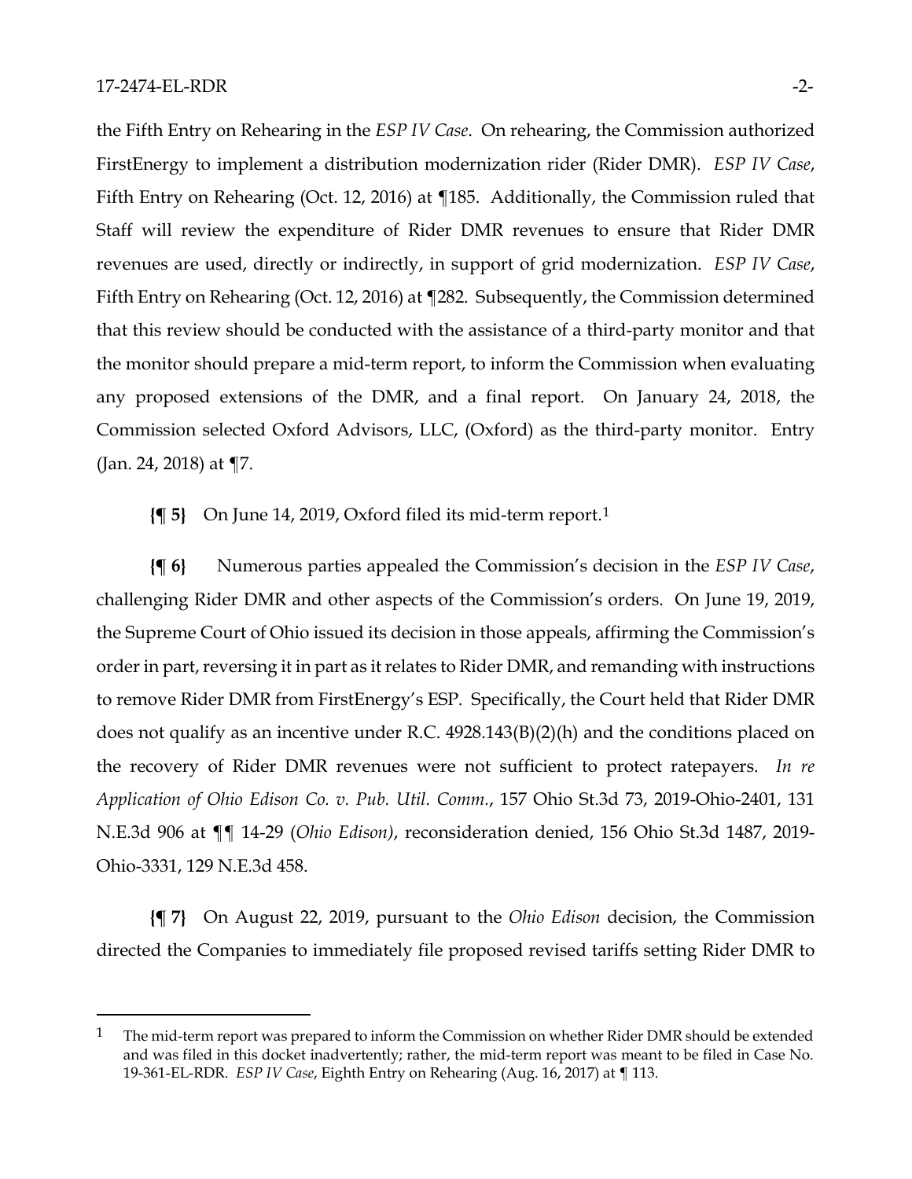the Fifth Entry on Rehearing in the *ESP IV Case*. On rehearing, the Commission authorized FirstEnergy to implement a distribution modernization rider (Rider DMR). *ESP IV Case*, Fifth Entry on Rehearing (Oct. 12, 2016) at ¶185. Additionally, the Commission ruled that Staff will review the expenditure of Rider DMR revenues to ensure that Rider DMR revenues are used, directly or indirectly, in support of grid modernization. *ESP IV Case*, Fifth Entry on Rehearing (Oct. 12, 2016) at ¶282. Subsequently, the Commission determined that this review should be conducted with the assistance of a third-party monitor and that the monitor should prepare a mid-term report, to inform the Commission when evaluating any proposed extensions of the DMR, and a final report. On January 24, 2018, the Commission selected Oxford Advisors, LLC, (Oxford) as the third-party monitor. Entry (Jan. 24, 2018) at ¶7.

**{¶ 5}** On June 14, 2019, Oxford filed its mid-term report.[1]

**{¶ 6}** Numerous parties appealed the Commission's decision in the *ESP IV Case*, challenging Rider DMR and other aspects of the Commission's orders. On June 19, 2019, the Supreme Court of Ohio issued its decision in those appeals, affirming the Commission's order in part, reversing it in part as it relates to Rider DMR, and remanding with instructions to remove Rider DMR from FirstEnergy's ESP. Specifically, the Court held that Rider DMR does not qualify as an incentive under R.C. 4928.143(B)(2)(h) and the conditions placed on the recovery of Rider DMR revenues were not sufficient to protect ratepayers. *In re Application of Ohio Edison Co. v. Pub. Util. Comm.*, 157 Ohio St.3d 73, 2019-Ohio-2401, 131 N.E.3d 906 at ¶¶ 14-29 (*Ohio Edison*), reconsideration denied, 156 Ohio St.3d 1487, 2019-Ohio-3331, 129 N.E.3d 458.

**{¶ 7}** On August 22, 2019, pursuant to the *Ohio Edison* decision, the Commission directed the Companies to immediately file proposed revised tariffs setting Rider DMR to

[1] The mid-term report was prepared to inform the Commission on whether Rider DMR should be extended and was filed in this docket inadvertently; rather, the mid-term report was meant to be filed in Case No. 19-361-EL-RDR. *ESP IV Case*, Eighth Entry on Rehearing (Aug. 16, 2017) at ¶ 113.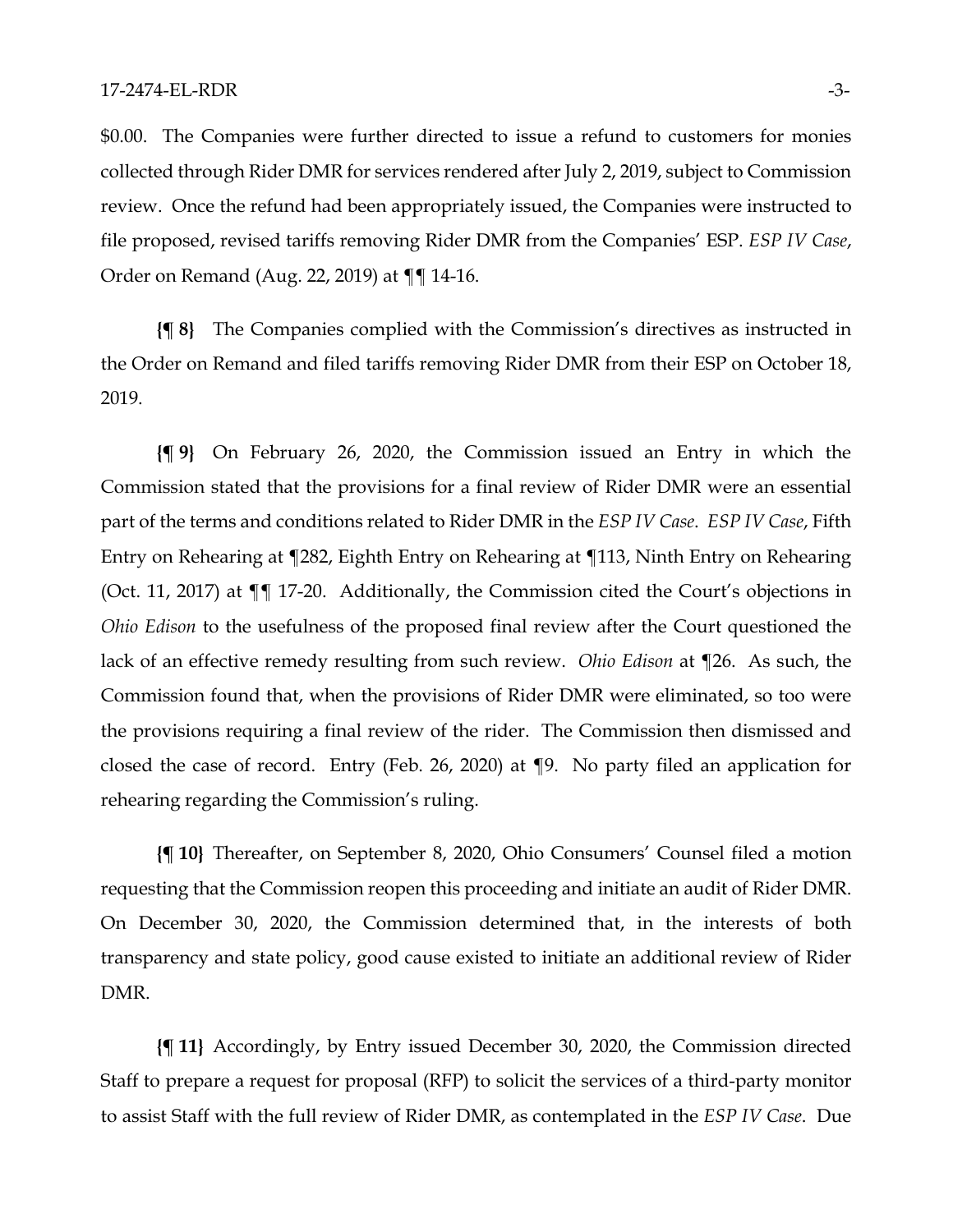$0.00. The Companies were further directed to issue a refund to customers for monies collected through Rider DMR for services rendered after July 2, 2019, subject to Commission review. Once the refund had been appropriately issued, the Companies were instructed to file proposed, revised tariffs removing Rider DMR from the Companies' ESP. *ESP IV Case*, Order on Remand (Aug. 22, 2019) at ¶¶ 14-16.

**{¶ 8}** The Companies complied with the Commission's directives as instructed in the Order on Remand and filed tariffs removing Rider DMR from their ESP on October 18, 2019.

**{¶ 9}** On February 26, 2020, the Commission issued an Entry in which the Commission stated that the provisions for a final review of Rider DMR were an essential part of the terms and conditions related to Rider DMR in the *ESP IV Case*. *ESP IV Case*, Fifth Entry on Rehearing at ¶282, Eighth Entry on Rehearing at ¶113, Ninth Entry on Rehearing (Oct. 11, 2017) at ¶¶ 17-20. Additionally, the Commission cited the Court's objections in *Ohio Edison* to the usefulness of the proposed final review after the Court questioned the lack of an effective remedy resulting from such review. *Ohio Edison* at ¶26. As such, the Commission found that, when the provisions of Rider DMR were eliminated, so too were the provisions requiring a final review of the rider. The Commission then dismissed and closed the case of record. Entry (Feb. 26, 2020) at ¶9. No party filed an application for rehearing regarding the Commission's ruling.

**{¶ 10}** Thereafter, on September 8, 2020, Ohio Consumers' Counsel filed a motion requesting that the Commission reopen this proceeding and initiate an audit of Rider DMR. On December 30, 2020, the Commission determined that, in the interests of both transparency and state policy, good cause existed to initiate an additional review of Rider DMR.

**{¶ 11}** Accordingly, by Entry issued December 30, 2020, the Commission directed Staff to prepare a request for proposal (RFP) to solicit the services of a third-party monitor to assist Staff with the full review of Rider DMR, as contemplated in the *ESP IV Case*. Due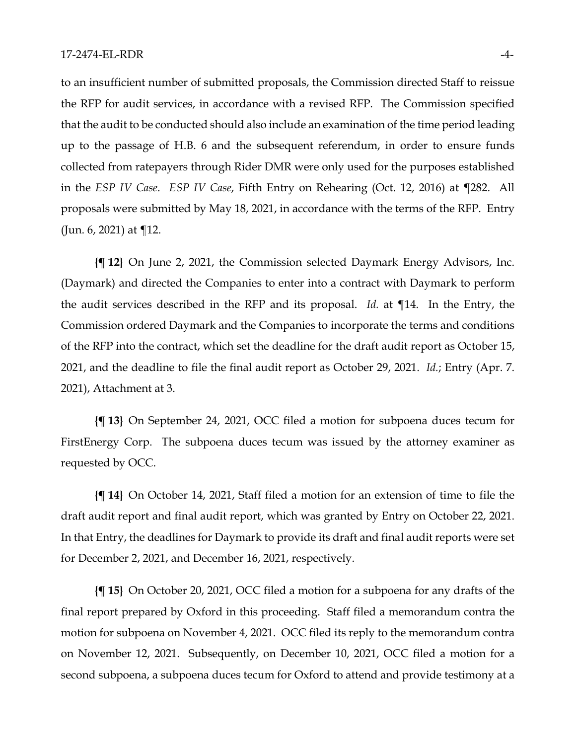to an insufficient number of submitted proposals, the Commission directed Staff to reissue the RFP for audit services, in accordance with a revised RFP. The Commission specified that the audit to be conducted should also include an examination of the time period leading up to the passage of H.B. 6 and the subsequent referendum, in order to ensure funds collected from ratepayers through Rider DMR were only used for the purposes established in the *ESP IV Case*. *ESP IV Case*, Fifth Entry on Rehearing (Oct. 12, 2016) at ¶282. All proposals were submitted by May 18, 2021, in accordance with the terms of the RFP. Entry (Jun. 6, 2021) at ¶12.

**{¶ 12}** On June 2, 2021, the Commission selected Daymark Energy Advisors, Inc. (Daymark) and directed the Companies to enter into a contract with Daymark to perform the audit services described in the RFP and its proposal. *Id.* at ¶14. In the Entry, the Commission ordered Daymark and the Companies to incorporate the terms and conditions of the RFP into the contract, which set the deadline for the draft audit report as October 15, 2021, and the deadline to file the final audit report as October 29, 2021. *Id.*; Entry (Apr. 7. 2021), Attachment at 3.

**{¶ 13}** On September 24, 2021, OCC filed a motion for subpoena duces tecum for FirstEnergy Corp. The subpoena duces tecum was issued by the attorney examiner as requested by OCC.

**{¶ 14}** On October 14, 2021, Staff filed a motion for an extension of time to file the draft audit report and final audit report, which was granted by Entry on October 22, 2021. In that Entry, the deadlines for Daymark to provide its draft and final audit reports were set for December 2, 2021, and December 16, 2021, respectively.

**{¶ 15}** On October 20, 2021, OCC filed a motion for a subpoena for any drafts of the final report prepared by Oxford in this proceeding. Staff filed a memorandum contra the motion for subpoena on November 4, 2021. OCC filed its reply to the memorandum contra on November 12, 2021. Subsequently, on December 10, 2021, OCC filed a motion for a second subpoena, a subpoena duces tecum for Oxford to attend and provide testimony at a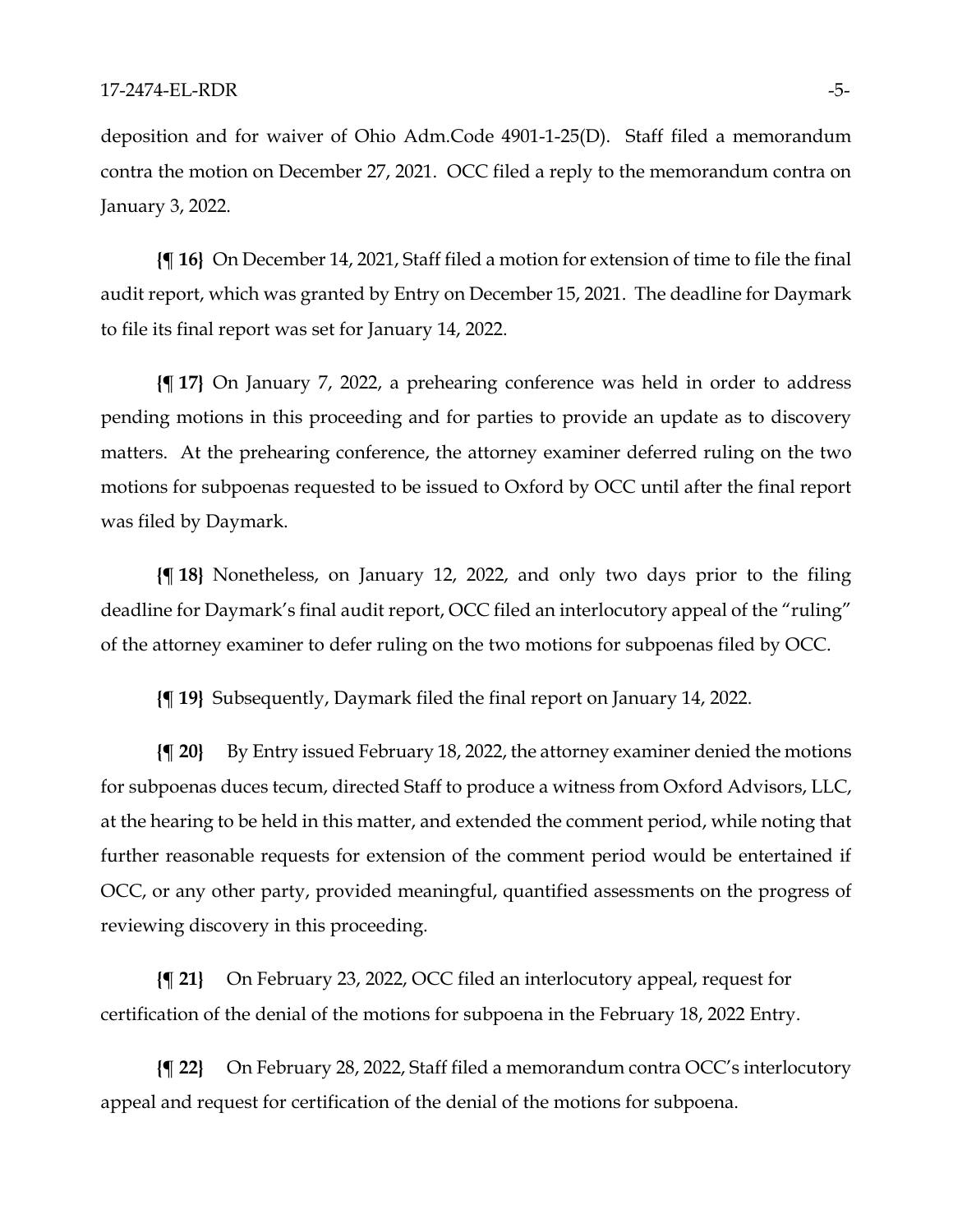deposition and for waiver of Ohio Adm.Code 4901-1-25(D). Staff filed a memorandum contra the motion on December 27, 2021. OCC filed a reply to the memorandum contra on January 3, 2022.

**{¶ 16}** On December 14, 2021, Staff filed a motion for extension of time to file the final audit report, which was granted by Entry on December 15, 2021. The deadline for Daymark to file its final report was set for January 14, 2022.

**{¶ 17}** On January 7, 2022, a prehearing conference was held in order to address pending motions in this proceeding and for parties to provide an update as to discovery matters. At the prehearing conference, the attorney examiner deferred ruling on the two motions for subpoenas requested to be issued to Oxford by OCC until after the final report was filed by Daymark.

**{¶ 18}** Nonetheless, on January 12, 2022, and only two days prior to the filing deadline for Daymark's final audit report, OCC filed an interlocutory appeal of the "ruling" of the attorney examiner to defer ruling on the two motions for subpoenas filed by OCC.

**{¶ 19}** Subsequently, Daymark filed the final report on January 14, 2022.

**{¶ 20}** By Entry issued February 18, 2022, the attorney examiner denied the motions for subpoenas duces tecum, directed Staff to produce a witness from Oxford Advisors, LLC, at the hearing to be held in this matter, and extended the comment period, while noting that further reasonable requests for extension of the comment period would be entertained if OCC, or any other party, provided meaningful, quantified assessments on the progress of reviewing discovery in this proceeding.

**{¶ 21}** On February 23, 2022, OCC filed an interlocutory appeal, request for certification of the denial of the motions for subpoena in the February 18, 2022 Entry.

**{¶ 22}** On February 28, 2022, Staff filed a memorandum contra OCC's interlocutory appeal and request for certification of the denial of the motions for subpoena.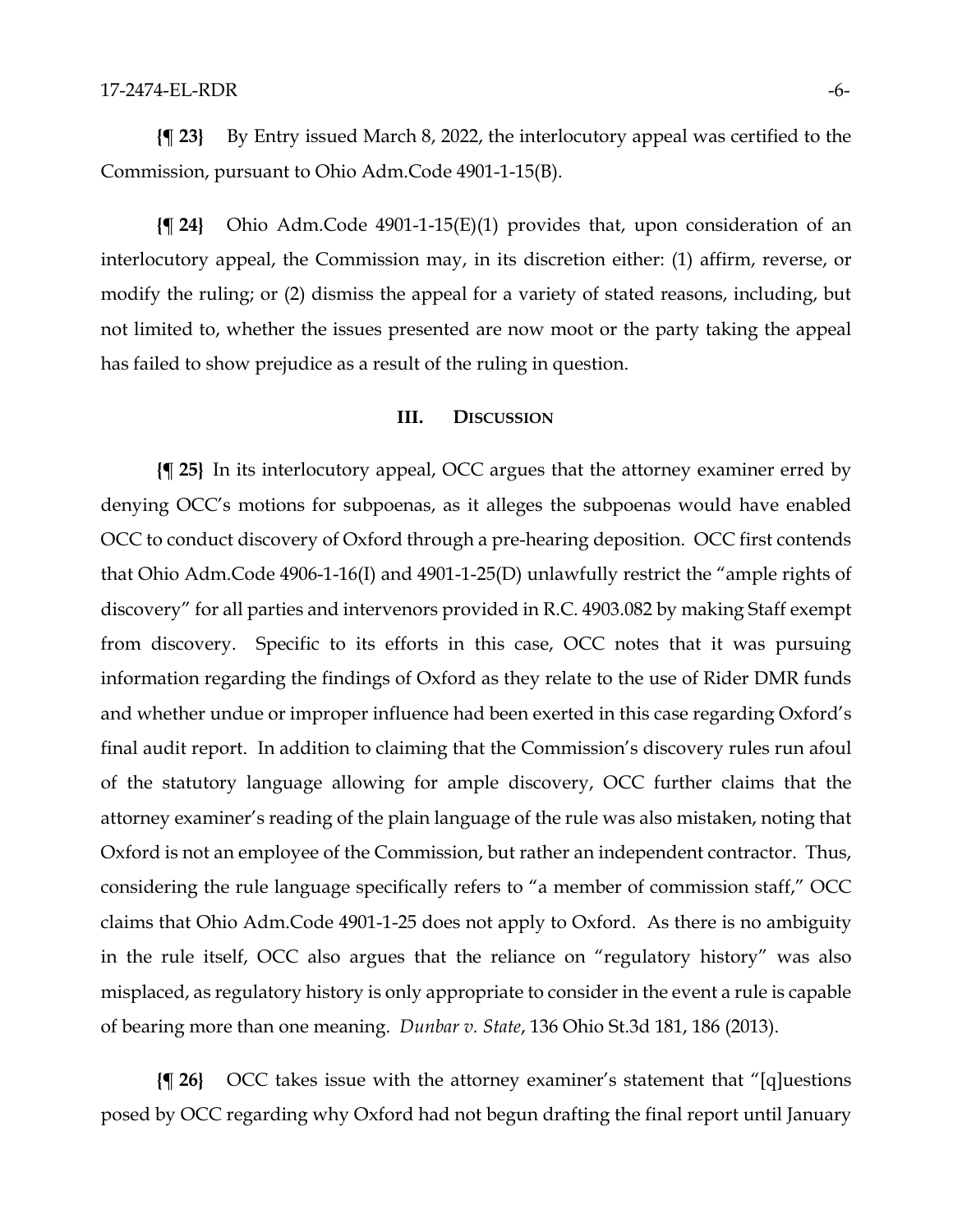**{¶ 23}** By Entry issued March 8, 2022, the interlocutory appeal was certified to the Commission, pursuant to Ohio Adm.Code 4901-1-15(B).

**{¶ 24}** Ohio Adm.Code 4901-1-15(E)(1) provides that, upon consideration of an interlocutory appeal, the Commission may, in its discretion either: (1) affirm, reverse, or modify the ruling; or (2) dismiss the appeal for a variety of stated reasons, including, but not limited to, whether the issues presented are now moot or the party taking the appeal has failed to show prejudice as a result of the ruling in question.

## III. Discussion

**{¶ 25}** In its interlocutory appeal, OCC argues that the attorney examiner erred by denying OCC's motions for subpoenas, as it alleges the subpoenas would have enabled OCC to conduct discovery of Oxford through a pre-hearing deposition. OCC first contends that Ohio Adm.Code 4906-1-16(I) and 4901-1-25(D) unlawfully restrict the "ample rights of discovery" for all parties and intervenors provided in R.C. 4903.082 by making Staff exempt from discovery. Specific to its efforts in this case, OCC notes that it was pursuing information regarding the findings of Oxford as they relate to the use of Rider DMR funds and whether undue or improper influence had been exerted in this case regarding Oxford's final audit report. In addition to claiming that the Commission's discovery rules run afoul of the statutory language allowing for ample discovery, OCC further claims that the attorney examiner's reading of the plain language of the rule was also mistaken, noting that Oxford is not an employee of the Commission, but rather an independent contractor. Thus, considering the rule language specifically refers to "a member of commission staff," OCC claims that Ohio Adm.Code 4901-1-25 does not apply to Oxford. As there is no ambiguity in the rule itself, OCC also argues that the reliance on "regulatory history" was also misplaced, as regulatory history is only appropriate to consider in the event a rule is capable of bearing more than one meaning. *Dunbar v. State*, 136 Ohio St.3d 181, 186 (2013).

**{¶ 26}** OCC takes issue with the attorney examiner's statement that "[q]uestions posed by OCC regarding why Oxford had not begun drafting the final report until January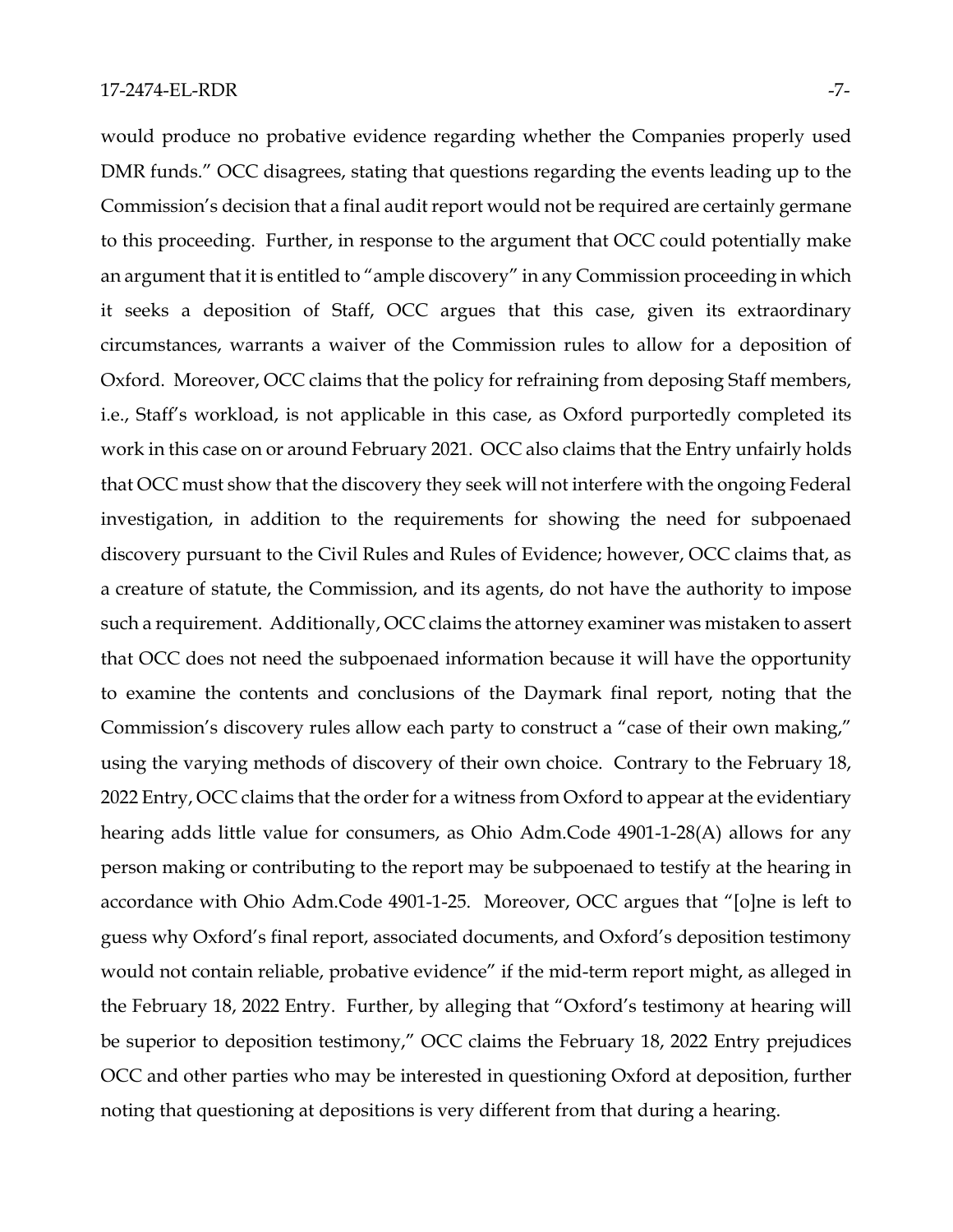would produce no probative evidence regarding whether the Companies properly used DMR funds." OCC disagrees, stating that questions regarding the events leading up to the Commission's decision that a final audit report would not be required are certainly germane to this proceeding. Further, in response to the argument that OCC could potentially make an argument that it is entitled to "ample discovery" in any Commission proceeding in which it seeks a deposition of Staff, OCC argues that this case, given its extraordinary circumstances, warrants a waiver of the Commission rules to allow for a deposition of Oxford. Moreover, OCC claims that the policy for refraining from deposing Staff members, i.e., Staff's workload, is not applicable in this case, as Oxford purportedly completed its work in this case on or around February 2021. OCC also claims that the Entry unfairly holds that OCC must show that the discovery they seek will not interfere with the ongoing Federal investigation, in addition to the requirements for showing the need for subpoenaed discovery pursuant to the Civil Rules and Rules of Evidence; however, OCC claims that, as a creature of statute, the Commission, and its agents, do not have the authority to impose such a requirement. Additionally, OCC claims the attorney examiner was mistaken to assert that OCC does not need the subpoenaed information because it will have the opportunity to examine the contents and conclusions of the Daymark final report, noting that the Commission's discovery rules allow each party to construct a "case of their own making," using the varying methods of discovery of their own choice. Contrary to the February 18, 2022 Entry, OCC claims that the order for a witness from Oxford to appear at the evidentiary hearing adds little value for consumers, as Ohio Adm.Code 4901-1-28(A) allows for any person making or contributing to the report may be subpoenaed to testify at the hearing in accordance with Ohio Adm.Code 4901-1-25. Moreover, OCC argues that "[o]ne is left to guess why Oxford's final report, associated documents, and Oxford's deposition testimony would not contain reliable, probative evidence" if the mid-term report might, as alleged in the February 18, 2022 Entry. Further, by alleging that "Oxford's testimony at hearing will be superior to deposition testimony," OCC claims the February 18, 2022 Entry prejudices OCC and other parties who may be interested in questioning Oxford at deposition, further noting that questioning at depositions is very different from that during a hearing.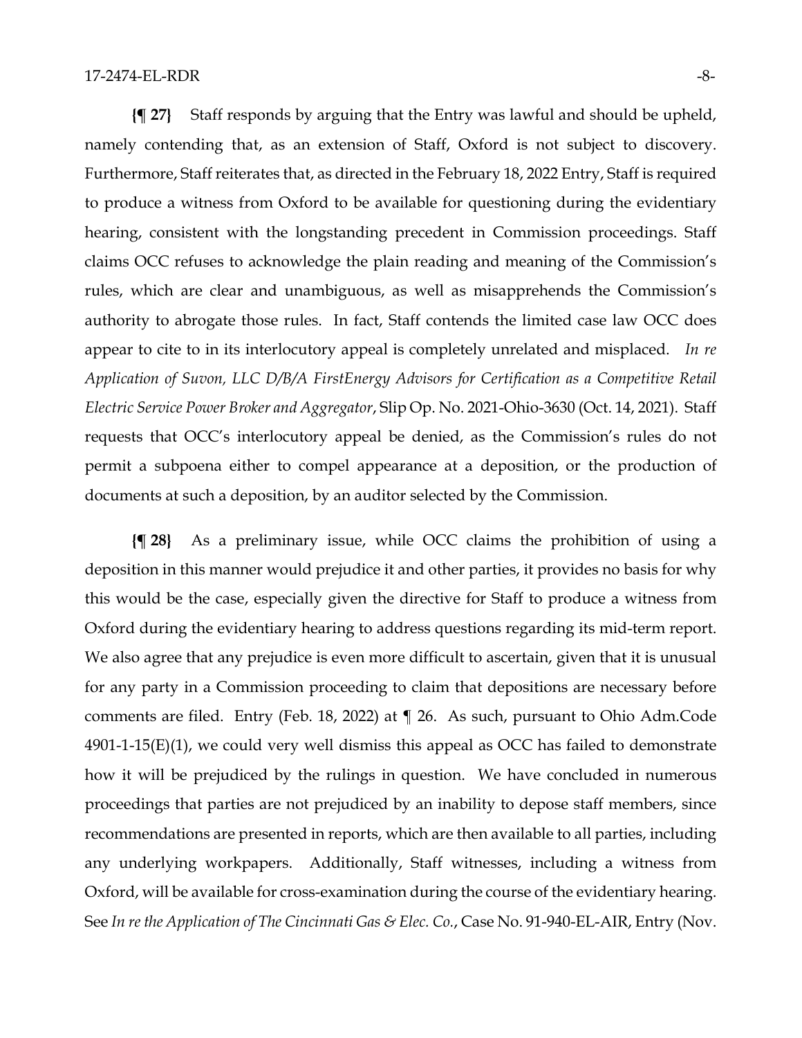**{¶ 27}** Staff responds by arguing that the Entry was lawful and should be upheld, namely contending that, as an extension of Staff, Oxford is not subject to discovery. Furthermore, Staff reiterates that, as directed in the February 18, 2022 Entry, Staff is required to produce a witness from Oxford to be available for questioning during the evidentiary hearing, consistent with the longstanding precedent in Commission proceedings. Staff claims OCC refuses to acknowledge the plain reading and meaning of the Commission's rules, which are clear and unambiguous, as well as misapprehends the Commission's authority to abrogate those rules. In fact, Staff contends the limited case law OCC does appear to cite to in its interlocutory appeal is completely unrelated and misplaced. *In re Application of Suvon, LLC D/B/A FirstEnergy Advisors for Certification as a Competitive Retail Electric Service Power Broker and Aggregator*, Slip Op. No. 2021-Ohio-3630 (Oct. 14, 2021). Staff requests that OCC's interlocutory appeal be denied, as the Commission's rules do not permit a subpoena either to compel appearance at a deposition, or the production of documents at such a deposition, by an auditor selected by the Commission.

**{¶ 28}** As a preliminary issue, while OCC claims the prohibition of using a deposition in this manner would prejudice it and other parties, it provides no basis for why this would be the case, especially given the directive for Staff to produce a witness from Oxford during the evidentiary hearing to address questions regarding its mid-term report. We also agree that any prejudice is even more difficult to ascertain, given that it is unusual for any party in a Commission proceeding to claim that depositions are necessary before comments are filed. Entry (Feb. 18, 2022) at ¶ 26. As such, pursuant to Ohio Adm.Code 4901-1-15(E)(1), we could very well dismiss this appeal as OCC has failed to demonstrate how it will be prejudiced by the rulings in question. We have concluded in numerous proceedings that parties are not prejudiced by an inability to depose staff members, since recommendations are presented in reports, which are then available to all parties, including any underlying workpapers. Additionally, Staff witnesses, including a witness from Oxford, will be available for cross-examination during the course of the evidentiary hearing. See *In re the Application of The Cincinnati Gas & Elec. Co.*, Case No. 91-940-EL-AIR, Entry (Nov.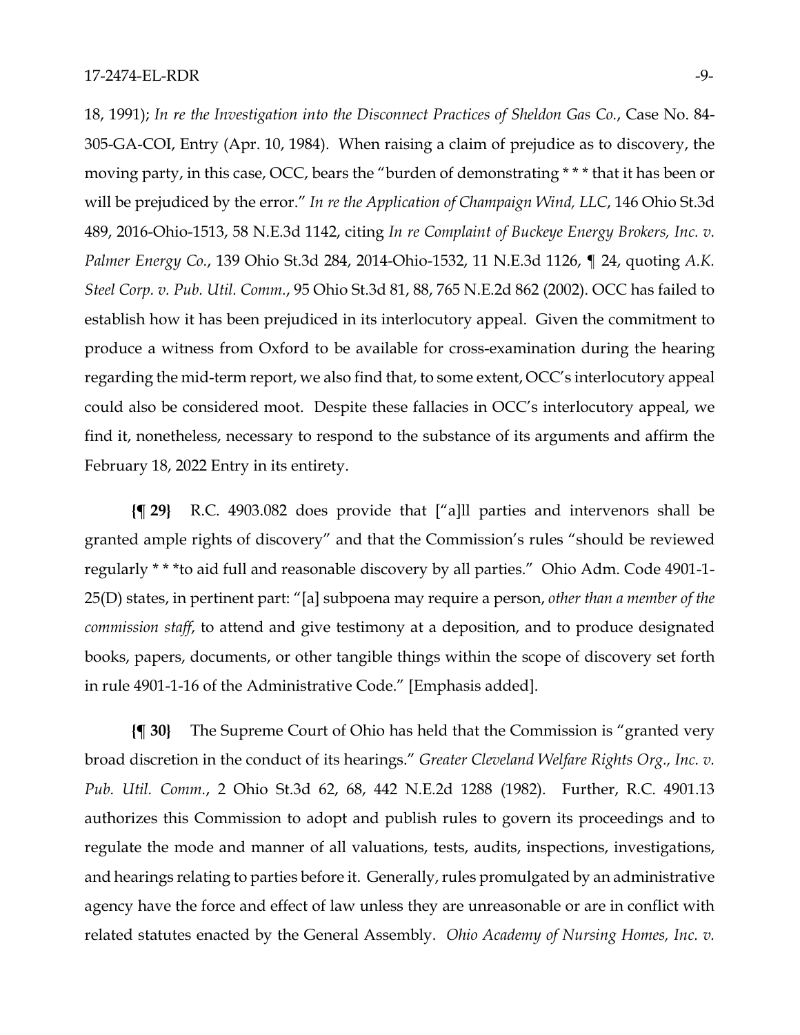18, 1991); *In re the Investigation into the Disconnect Practices of Sheldon Gas Co.*, Case No. 84-305-GA-COI, Entry (Apr. 10, 1984). When raising a claim of prejudice as to discovery, the moving party, in this case, OCC, bears the "burden of demonstrating * * * that it has been or will be prejudiced by the error." *In re the Application of Champaign Wind, LLC*, 146 Ohio St.3d 489, 2016-Ohio-1513, 58 N.E.3d 1142, citing *In re Complaint of Buckeye Energy Brokers, Inc. v. Palmer Energy Co.*, 139 Ohio St.3d 284, 2014-Ohio-1532, 11 N.E.3d 1126, ¶ 24, quoting *A.K. Steel Corp. v. Pub. Util. Comm.*, 95 Ohio St.3d 81, 88, 765 N.E.2d 862 (2002). OCC has failed to establish how it has been prejudiced in its interlocutory appeal. Given the commitment to produce a witness from Oxford to be available for cross-examination during the hearing regarding the mid-term report, we also find that, to some extent, OCC's interlocutory appeal could also be considered moot. Despite these fallacies in OCC's interlocutory appeal, we find it, nonetheless, necessary to respond to the substance of its arguments and affirm the February 18, 2022 Entry in its entirety.

**{¶ 29}** R.C. 4903.082 does provide that ["a]ll parties and intervenors shall be granted ample rights of discovery" and that the Commission's rules "should be reviewed regularly * * *to aid full and reasonable discovery by all parties." Ohio Adm. Code 4901-1-25(D) states, in pertinent part: "[a] subpoena may require a person, *other than a member of the commission staff*, to attend and give testimony at a deposition, and to produce designated books, papers, documents, or other tangible things within the scope of discovery set forth in rule 4901-1-16 of the Administrative Code." [Emphasis added].

**{¶ 30}** The Supreme Court of Ohio has held that the Commission is "granted very broad discretion in the conduct of its hearings." *Greater Cleveland Welfare Rights Org., Inc. v. Pub. Util. Comm.*, 2 Ohio St.3d 62, 68, 442 N.E.2d 1288 (1982). Further, R.C. 4901.13 authorizes this Commission to adopt and publish rules to govern its proceedings and to regulate the mode and manner of all valuations, tests, audits, inspections, investigations, and hearings relating to parties before it. Generally, rules promulgated by an administrative agency have the force and effect of law unless they are unreasonable or are in conflict with related statutes enacted by the General Assembly. *Ohio Academy of Nursing Homes, Inc. v.*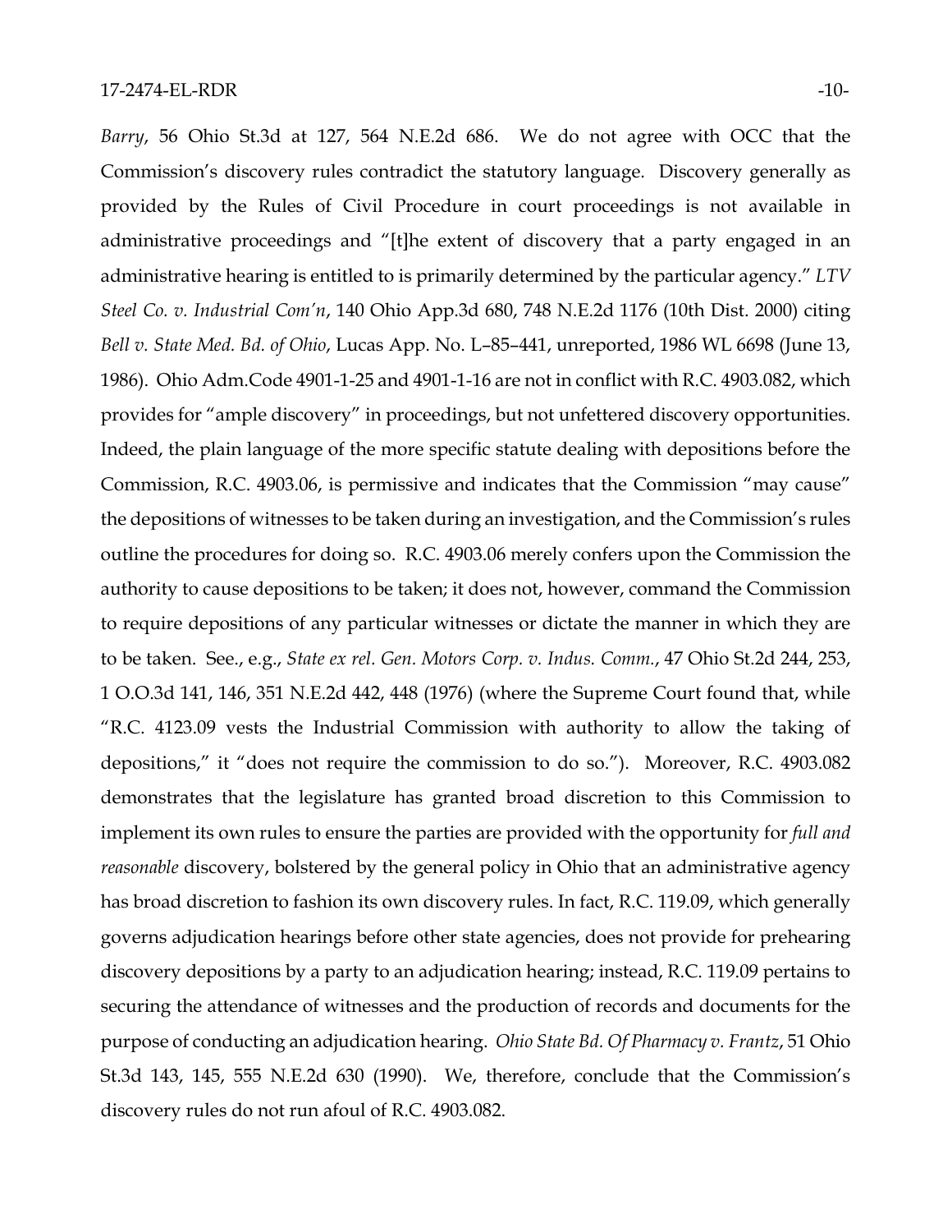*Barry*, 56 Ohio St.3d at 127, 564 N.E.2d 686. We do not agree with OCC that the Commission's discovery rules contradict the statutory language. Discovery generally as provided by the Rules of Civil Procedure in court proceedings is not available in administrative proceedings and "[t]he extent of discovery that a party engaged in an administrative hearing is entitled to is primarily determined by the particular agency." *LTV Steel Co. v. Industrial Com'n*, 140 Ohio App.3d 680, 748 N.E.2d 1176 (10th Dist. 2000) citing *Bell v. State Med. Bd. of Ohio*, Lucas App. No. L–85–441, unreported, 1986 WL 6698 (June 13, 1986). Ohio Adm.Code 4901-1-25 and 4901-1-16 are not in conflict with R.C. 4903.082, which provides for "ample discovery" in proceedings, but not unfettered discovery opportunities. Indeed, the plain language of the more specific statute dealing with depositions before the Commission, R.C. 4903.06, is permissive and indicates that the Commission "may cause" the depositions of witnesses to be taken during an investigation, and the Commission's rules outline the procedures for doing so. R.C. 4903.06 merely confers upon the Commission the authority to cause depositions to be taken; it does not, however, command the Commission to require depositions of any particular witnesses or dictate the manner in which they are to be taken. See., e.g., *State ex rel. Gen. Motors Corp. v. Indus. Comm.*, 47 Ohio St.2d 244, 253, 1 O.O.3d 141, 146, 351 N.E.2d 442, 448 (1976) (where the Supreme Court found that, while "R.C. 4123.09 vests the Industrial Commission with authority to allow the taking of depositions," it "does not require the commission to do so."). Moreover, R.C. 4903.082 demonstrates that the legislature has granted broad discretion to this Commission to implement its own rules to ensure the parties are provided with the opportunity for *full and reasonable* discovery, bolstered by the general policy in Ohio that an administrative agency has broad discretion to fashion its own discovery rules. In fact, R.C. 119.09, which generally governs adjudication hearings before other state agencies, does not provide for prehearing discovery depositions by a party to an adjudication hearing; instead, R.C. 119.09 pertains to securing the attendance of witnesses and the production of records and documents for the purpose of conducting an adjudication hearing. *Ohio State Bd. Of Pharmacy v. Frantz*, 51 Ohio St.3d 143, 145, 555 N.E.2d 630 (1990). We, therefore, conclude that the Commission's discovery rules do not run afoul of R.C. 4903.082.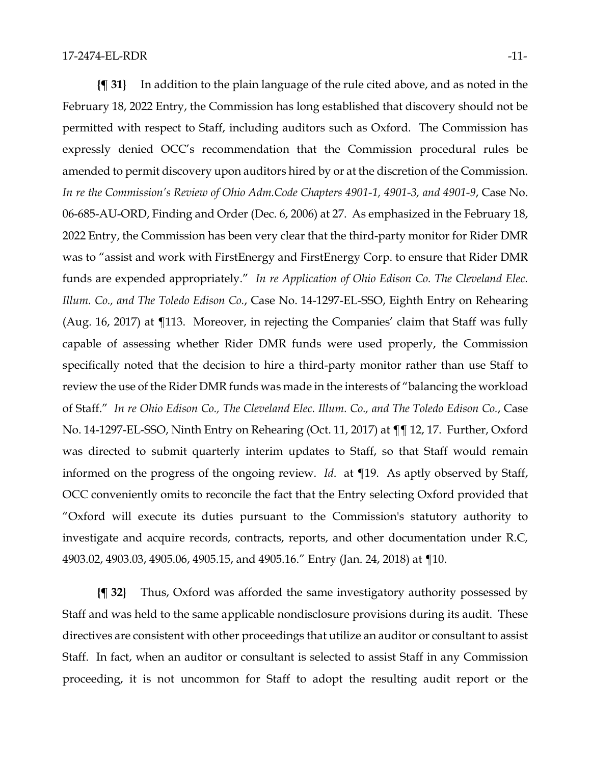**{¶ 31}** In addition to the plain language of the rule cited above, and as noted in the February 18, 2022 Entry, the Commission has long established that discovery should not be permitted with respect to Staff, including auditors such as Oxford. The Commission has expressly denied OCC's recommendation that the Commission procedural rules be amended to permit discovery upon auditors hired by or at the discretion of the Commission. *In re the Commission's Review of Ohio Adm.Code Chapters 4901-1, 4901-3, and 4901-9*, Case No. 06-685-AU-ORD, Finding and Order (Dec. 6, 2006) at 27. As emphasized in the February 18, 2022 Entry, the Commission has been very clear that the third-party monitor for Rider DMR was to "assist and work with FirstEnergy and FirstEnergy Corp. to ensure that Rider DMR funds are expended appropriately." *In re Application of Ohio Edison Co. The Cleveland Elec. Illum. Co., and The Toledo Edison Co.*, Case No. 14-1297-EL-SSO, Eighth Entry on Rehearing (Aug. 16, 2017) at ¶113. Moreover, in rejecting the Companies' claim that Staff was fully capable of assessing whether Rider DMR funds were used properly, the Commission specifically noted that the decision to hire a third-party monitor rather than use Staff to review the use of the Rider DMR funds was made in the interests of "balancing the workload of Staff." *In re Ohio Edison Co., The Cleveland Elec. Illum. Co., and The Toledo Edison Co.*, Case No. 14-1297-EL-SSO, Ninth Entry on Rehearing (Oct. 11, 2017) at ¶¶ 12, 17. Further, Oxford was directed to submit quarterly interim updates to Staff, so that Staff would remain informed on the progress of the ongoing review. *Id*. at ¶19. As aptly observed by Staff, OCC conveniently omits to reconcile the fact that the Entry selecting Oxford provided that "Oxford will execute its duties pursuant to the Commission's statutory authority to investigate and acquire records, contracts, reports, and other documentation under R.C, 4903.02, 4903.03, 4905.06, 4905.15, and 4905.16." Entry (Jan. 24, 2018) at ¶10.

**{¶ 32}** Thus, Oxford was afforded the same investigatory authority possessed by Staff and was held to the same applicable nondisclosure provisions during its audit. These directives are consistent with other proceedings that utilize an auditor or consultant to assist Staff. In fact, when an auditor or consultant is selected to assist Staff in any Commission proceeding, it is not uncommon for Staff to adopt the resulting audit report or the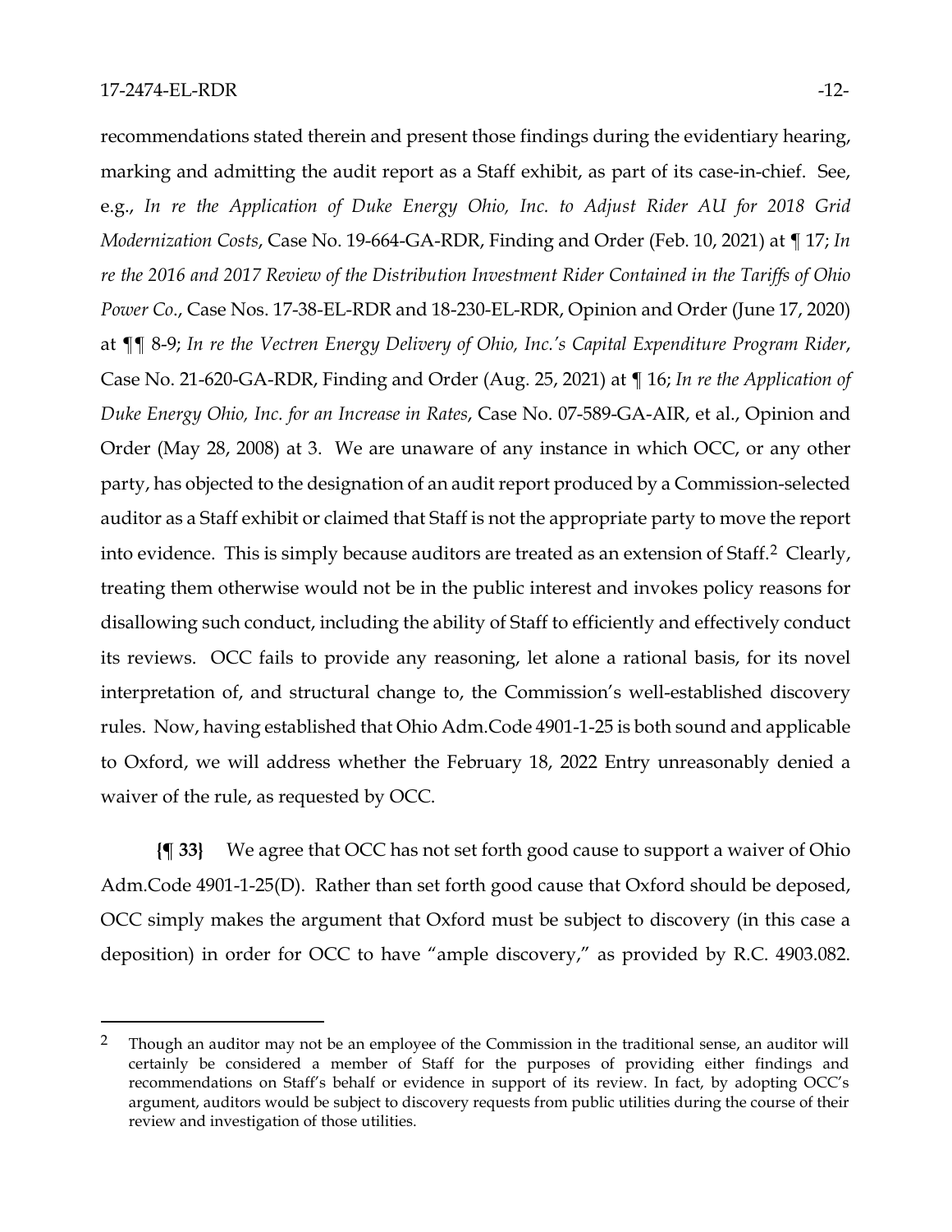recommendations stated therein and present those findings during the evidentiary hearing, marking and admitting the audit report as a Staff exhibit, as part of its case-in-chief. See, e.g., *In re the Application of Duke Energy Ohio, Inc. to Adjust Rider AU for 2018 Grid Modernization Costs*, Case No. 19-664-GA-RDR, Finding and Order (Feb. 10, 2021) at ¶ 17; *In re the 2016 and 2017 Review of the Distribution Investment Rider Contained in the Tariffs of Ohio Power Co.*, Case Nos. 17-38-EL-RDR and 18-230-EL-RDR, Opinion and Order (June 17, 2020) at ¶¶ 8-9; *In re the Vectren Energy Delivery of Ohio, Inc.'s Capital Expenditure Program Rider*, Case No. 21-620-GA-RDR, Finding and Order (Aug. 25, 2021) at ¶ 16; *In re the Application of Duke Energy Ohio, Inc. for an Increase in Rates*, Case No. 07-589-GA-AIR, et al., Opinion and Order (May 28, 2008) at 3. We are unaware of any instance in which OCC, or any other party, has objected to the designation of an audit report produced by a Commission-selected auditor as a Staff exhibit or claimed that Staff is not the appropriate party to move the report into evidence. This is simply because auditors are treated as an extension of Staff.[2] Clearly, treating them otherwise would not be in the public interest and invokes policy reasons for disallowing such conduct, including the ability of Staff to efficiently and effectively conduct its reviews. OCC fails to provide any reasoning, let alone a rational basis, for its novel interpretation of, and structural change to, the Commission's well-established discovery rules. Now, having established that Ohio Adm.Code 4901-1-25 is both sound and applicable to Oxford, we will address whether the February 18, 2022 Entry unreasonably denied a waiver of the rule, as requested by OCC.

**{¶ 33}** We agree that OCC has not set forth good cause to support a waiver of Ohio Adm.Code 4901-1-25(D). Rather than set forth good cause that Oxford should be deposed, OCC simply makes the argument that Oxford must be subject to discovery (in this case a deposition) in order for OCC to have "ample discovery," as provided by R.C. 4903.082.

---

[2] Though an auditor may not be an employee of the Commission in the traditional sense, an auditor will certainly be considered a member of Staff for the purposes of providing either findings and recommendations on Staff's behalf or evidence in support of its review. In fact, by adopting OCC's argument, auditors would be subject to discovery requests from public utilities during the course of their review and investigation of those utilities.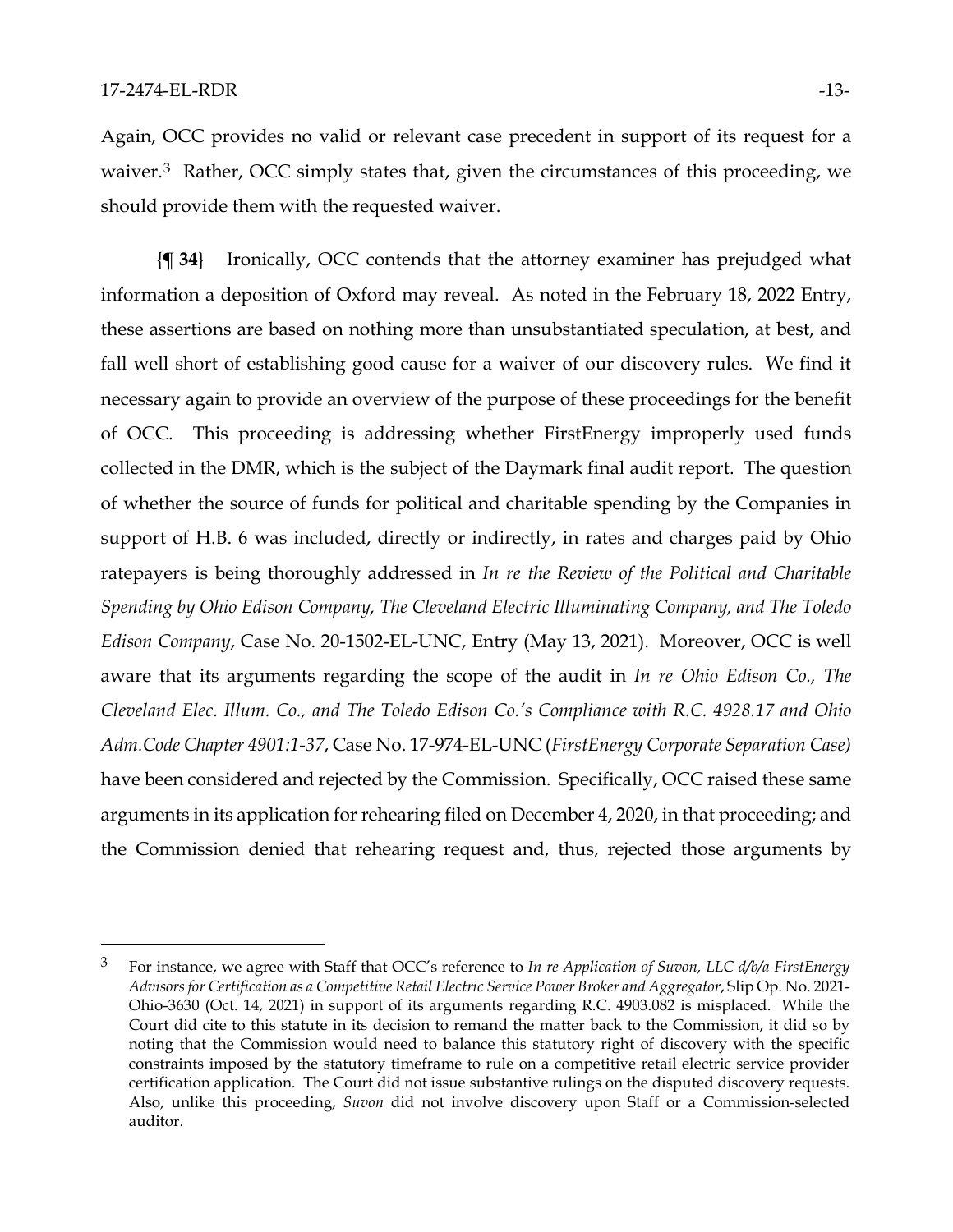Again, OCC provides no valid or relevant case precedent in support of its request for a waiver.[3] Rather, OCC simply states that, given the circumstances of this proceeding, we should provide them with the requested waiver.

**{¶ 34}** Ironically, OCC contends that the attorney examiner has prejudged what information a deposition of Oxford may reveal. As noted in the February 18, 2022 Entry, these assertions are based on nothing more than unsubstantiated speculation, at best, and fall well short of establishing good cause for a waiver of our discovery rules. We find it necessary again to provide an overview of the purpose of these proceedings for the benefit of OCC. This proceeding is addressing whether FirstEnergy improperly used funds collected in the DMR, which is the subject of the Daymark final audit report. The question of whether the source of funds for political and charitable spending by the Companies in support of H.B. 6 was included, directly or indirectly, in rates and charges paid by Ohio ratepayers is being thoroughly addressed in *In re the Review of the Political and Charitable Spending by Ohio Edison Company, The Cleveland Electric Illuminating Company, and The Toledo Edison Company*, Case No. 20-1502-EL-UNC, Entry (May 13, 2021). Moreover, OCC is well aware that its arguments regarding the scope of the audit in *In re Ohio Edison Co., The Cleveland Elec. Illum. Co., and The Toledo Edison Co.'s Compliance with R.C. 4928.17 and Ohio Adm.Code Chapter 4901:1-37*, Case No. 17-974-EL-UNC (*FirstEnergy Corporate Separation Case*) have been considered and rejected by the Commission. Specifically, OCC raised these same arguments in its application for rehearing filed on December 4, 2020, in that proceeding; and the Commission denied that rehearing request and, thus, rejected those arguments by

---

[3] For instance, we agree with Staff that OCC's reference to *In re Application of Suvon, LLC d/b/a FirstEnergy Advisors for Certification as a Competitive Retail Electric Service Power Broker and Aggregator*, Slip Op. No. 2021-Ohio-3630 (Oct. 14, 2021) in support of its arguments regarding R.C. 4903.082 is misplaced. While the Court did cite to this statute in its decision to remand the matter back to the Commission, it did so by noting that the Commission would need to balance this statutory right of discovery with the specific constraints imposed by the statutory timeframe to rule on a competitive retail electric service provider certification application. The Court did not issue substantive rulings on the disputed discovery requests. Also, unlike this proceeding, *Suvon* did not involve discovery upon Staff or a Commission-selected auditor.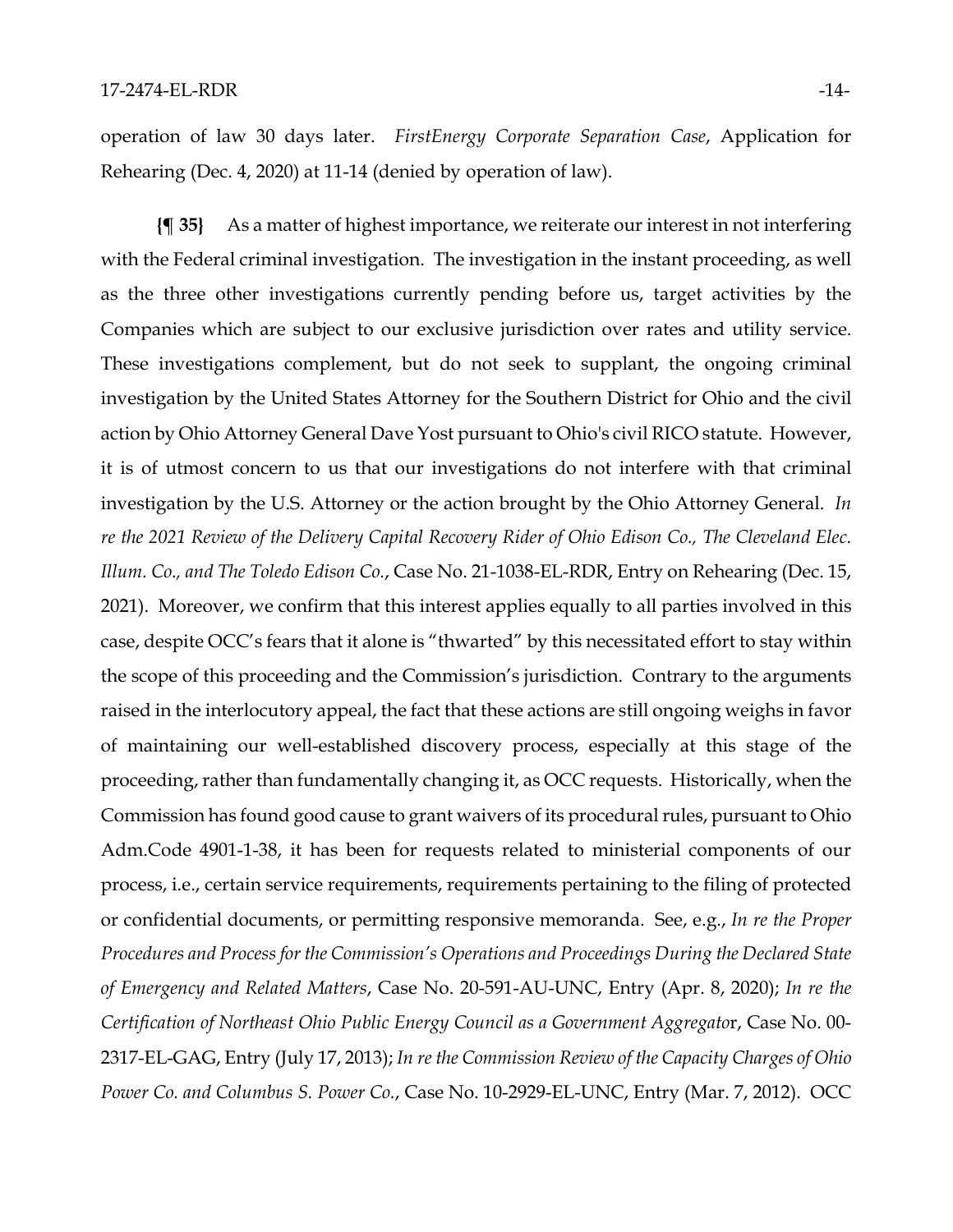operation of law 30 days later. *FirstEnergy Corporate Separation Case*, Application for Rehearing (Dec. 4, 2020) at 11-14 (denied by operation of law).

**{¶ 35}** As a matter of highest importance, we reiterate our interest in not interfering with the Federal criminal investigation. The investigation in the instant proceeding, as well as the three other investigations currently pending before us, target activities by the Companies which are subject to our exclusive jurisdiction over rates and utility service. These investigations complement, but do not seek to supplant, the ongoing criminal investigation by the United States Attorney for the Southern District for Ohio and the civil action by Ohio Attorney General Dave Yost pursuant to Ohio's civil RICO statute. However, it is of utmost concern to us that our investigations do not interfere with that criminal investigation by the U.S. Attorney or the action brought by the Ohio Attorney General. *In re the 2021 Review of the Delivery Capital Recovery Rider of Ohio Edison Co., The Cleveland Elec. Illum. Co., and The Toledo Edison Co.*, Case No. 21-1038-EL-RDR, Entry on Rehearing (Dec. 15, 2021). Moreover, we confirm that this interest applies equally to all parties involved in this case, despite OCC's fears that it alone is "thwarted" by this necessitated effort to stay within the scope of this proceeding and the Commission's jurisdiction. Contrary to the arguments raised in the interlocutory appeal, the fact that these actions are still ongoing weighs in favor of maintaining our well-established discovery process, especially at this stage of the proceeding, rather than fundamentally changing it, as OCC requests. Historically, when the Commission has found good cause to grant waivers of its procedural rules, pursuant to Ohio Adm.Code 4901-1-38, it has been for requests related to ministerial components of our process, i.e., certain service requirements, requirements pertaining to the filing of protected or confidential documents, or permitting responsive memoranda. See, e.g., *In re the Proper Procedures and Process for the Commission's Operations and Proceedings During the Declared State of Emergency and Related Matters*, Case No. 20-591-AU-UNC, Entry (Apr. 8, 2020); *In re the Certification of Northeast Ohio Public Energy Council as a Government Aggregato*r, Case No. 00-2317-EL-GAG, Entry (July 17, 2013); *In re the Commission Review of the Capacity Charges of Ohio Power Co. and Columbus S. Power Co.*, Case No. 10-2929-EL-UNC, Entry (Mar. 7, 2012). OCC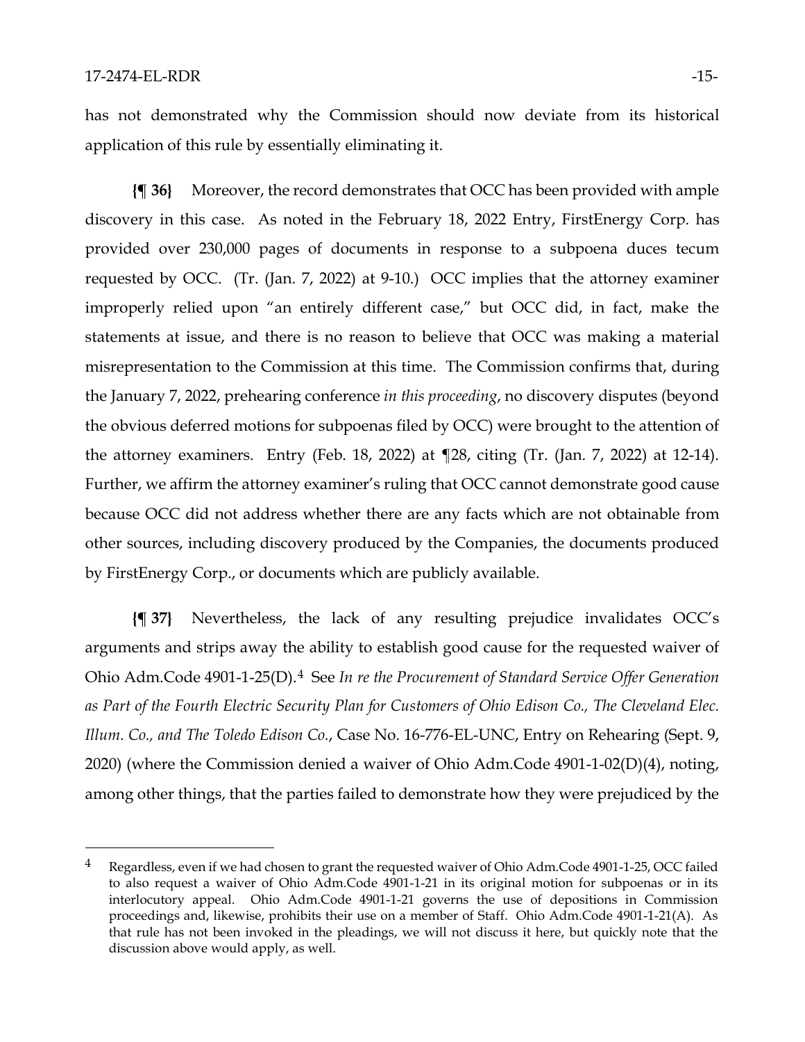has not demonstrated why the Commission should now deviate from its historical application of this rule by essentially eliminating it.

**{¶ 36}** Moreover, the record demonstrates that OCC has been provided with ample discovery in this case. As noted in the February 18, 2022 Entry, FirstEnergy Corp. has provided over 230,000 pages of documents in response to a subpoena duces tecum requested by OCC. (Tr. (Jan. 7, 2022) at 9-10.) OCC implies that the attorney examiner improperly relied upon "an entirely different case," but OCC did, in fact, make the statements at issue, and there is no reason to believe that OCC was making a material misrepresentation to the Commission at this time. The Commission confirms that, during the January 7, 2022, prehearing conference *in this proceeding*, no discovery disputes (beyond the obvious deferred motions for subpoenas filed by OCC) were brought to the attention of the attorney examiners. Entry (Feb. 18, 2022) at ¶28, citing (Tr. (Jan. 7, 2022) at 12-14). Further, we affirm the attorney examiner's ruling that OCC cannot demonstrate good cause because OCC did not address whether there are any facts which are not obtainable from other sources, including discovery produced by the Companies, the documents produced by FirstEnergy Corp., or documents which are publicly available.

**{¶ 37}** Nevertheless, the lack of any resulting prejudice invalidates OCC's arguments and strips away the ability to establish good cause for the requested waiver of Ohio Adm.Code 4901-1-25(D).[4] See *In re the Procurement of Standard Service Offer Generation as Part of the Fourth Electric Security Plan for Customers of Ohio Edison Co., The Cleveland Elec. Illum. Co., and The Toledo Edison Co.*, Case No. 16-776-EL-UNC, Entry on Rehearing (Sept. 9, 2020) (where the Commission denied a waiver of Ohio Adm.Code 4901-1-02(D)(4), noting, among other things, that the parties failed to demonstrate how they were prejudiced by the

---

[4] Regardless, even if we had chosen to grant the requested waiver of Ohio Adm.Code 4901-1-25, OCC failed to also request a waiver of Ohio Adm.Code 4901-1-21 in its original motion for subpoenas or in its interlocutory appeal. Ohio Adm.Code 4901-1-21 governs the use of depositions in Commission proceedings and, likewise, prohibits their use on a member of Staff. Ohio Adm.Code 4901-1-21(A). As that rule has not been invoked in the pleadings, we will not discuss it here, but quickly note that the discussion above would apply, as well.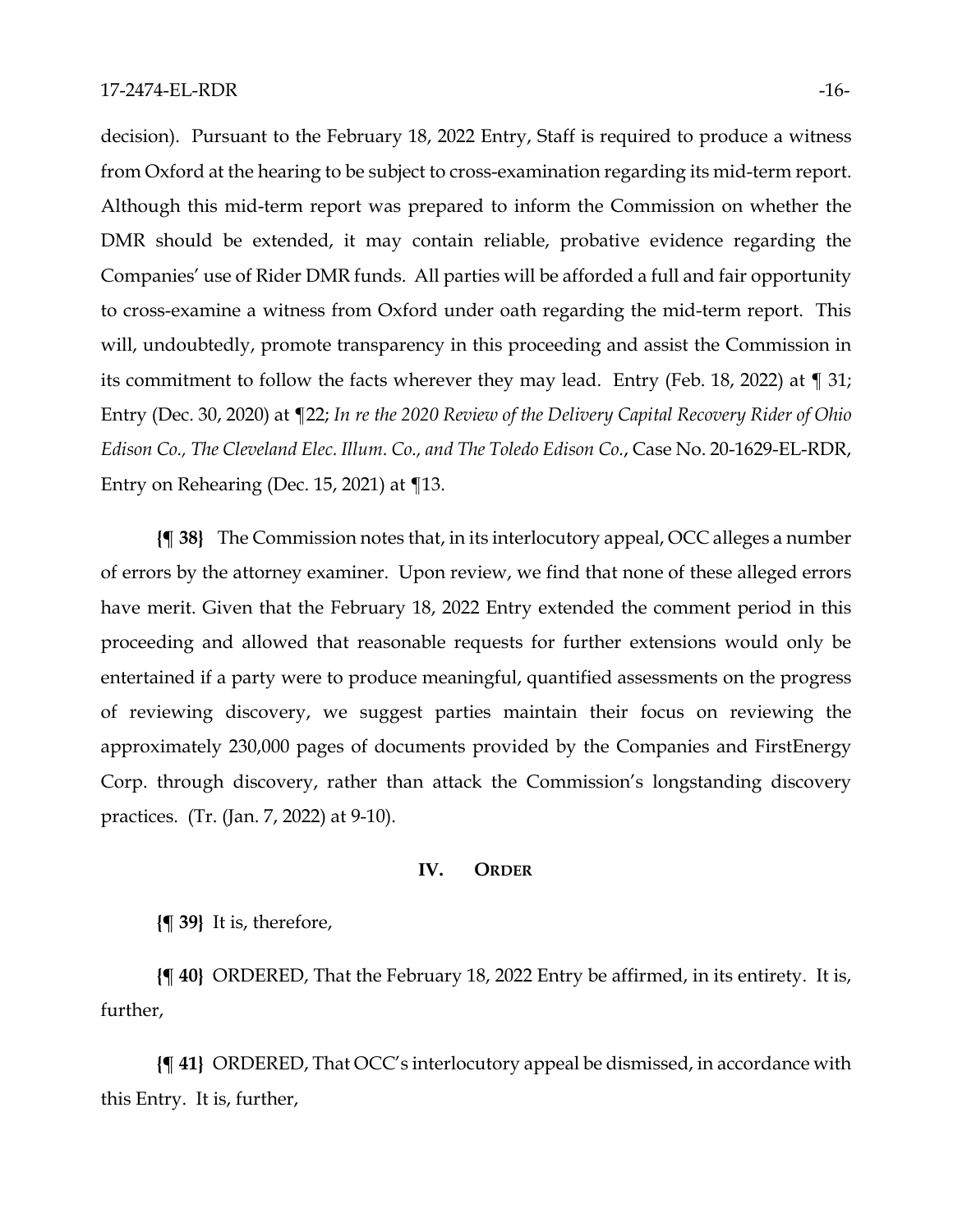decision). Pursuant to the February 18, 2022 Entry, Staff is required to produce a witness from Oxford at the hearing to be subject to cross-examination regarding its mid-term report. Although this mid-term report was prepared to inform the Commission on whether the DMR should be extended, it may contain reliable, probative evidence regarding the Companies' use of Rider DMR funds. All parties will be afforded a full and fair opportunity to cross-examine a witness from Oxford under oath regarding the mid-term report. This will, undoubtedly, promote transparency in this proceeding and assist the Commission in its commitment to follow the facts wherever they may lead. Entry (Feb. 18, 2022) at ¶ 31; Entry (Dec. 30, 2020) at ¶22; *In re the 2020 Review of the Delivery Capital Recovery Rider of Ohio Edison Co., The Cleveland Elec. Illum. Co., and The Toledo Edison Co.*, Case No. 20-1629-EL-RDR, Entry on Rehearing (Dec. 15, 2021) at ¶13.

**{¶ 38}** The Commission notes that, in its interlocutory appeal, OCC alleges a number of errors by the attorney examiner. Upon review, we find that none of these alleged errors have merit. Given that the February 18, 2022 Entry extended the comment period in this proceeding and allowed that reasonable requests for further extensions would only be entertained if a party were to produce meaningful, quantified assessments on the progress of reviewing discovery, we suggest parties maintain their focus on reviewing the approximately 230,000 pages of documents provided by the Companies and FirstEnergy Corp. through discovery, rather than attack the Commission's longstanding discovery practices. (Tr. (Jan. 7, 2022) at 9-10).

## IV. ORDER

**{¶ 39}** It is, therefore,

**{¶ 40}** ORDERED, That the February 18, 2022 Entry be affirmed, in its entirety. It is, further,

**{¶ 41}** ORDERED, That OCC's interlocutory appeal be dismissed, in accordance with this Entry. It is, further,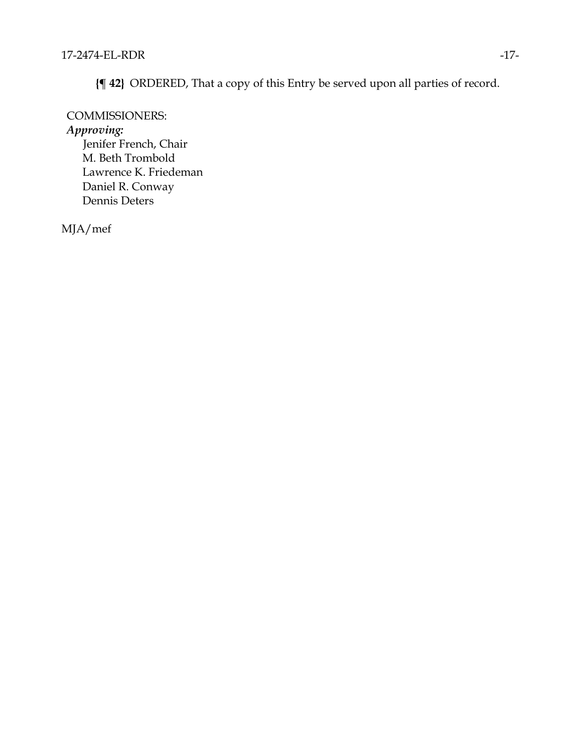**{¶ 42}** ORDERED, That a copy of this Entry be served upon all parties of record.

COMMISSIONERS:

*Approving:*

Jenifer French, Chair
M. Beth Trombold
Lawrence K. Friedeman
Daniel R. Conway
Dennis Deters

MJA/mef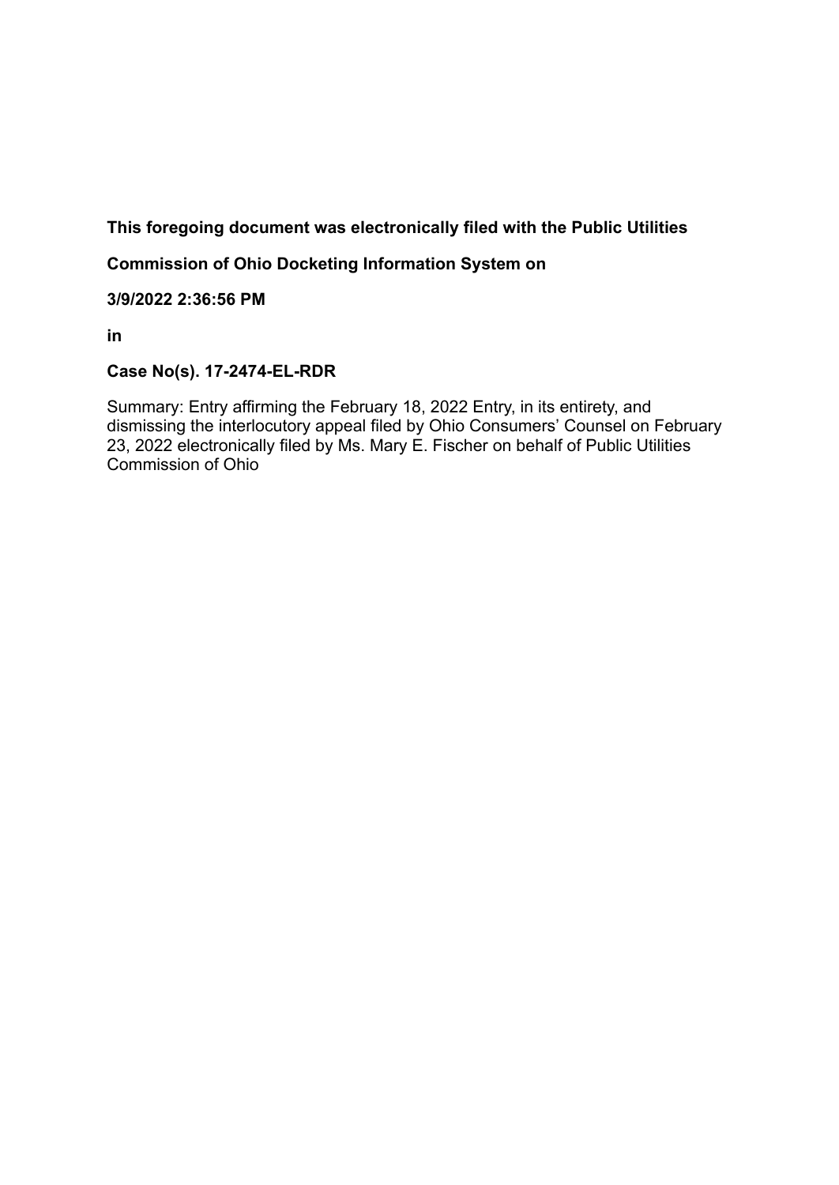**This foregoing document was electronically filed with the Public Utilities**

**Commission of Ohio Docketing Information System on**

**3/9/2022 2:36:56 PM**

**in**

**Case No(s). 17-2474-EL-RDR**

Summary: Entry affirming the February 18, 2022 Entry, in its entirety, and dismissing the interlocutory appeal filed by Ohio Consumers' Counsel on February 23, 2022 electronically filed by Ms. Mary E. Fischer on behalf of Public Utilities Commission of Ohio